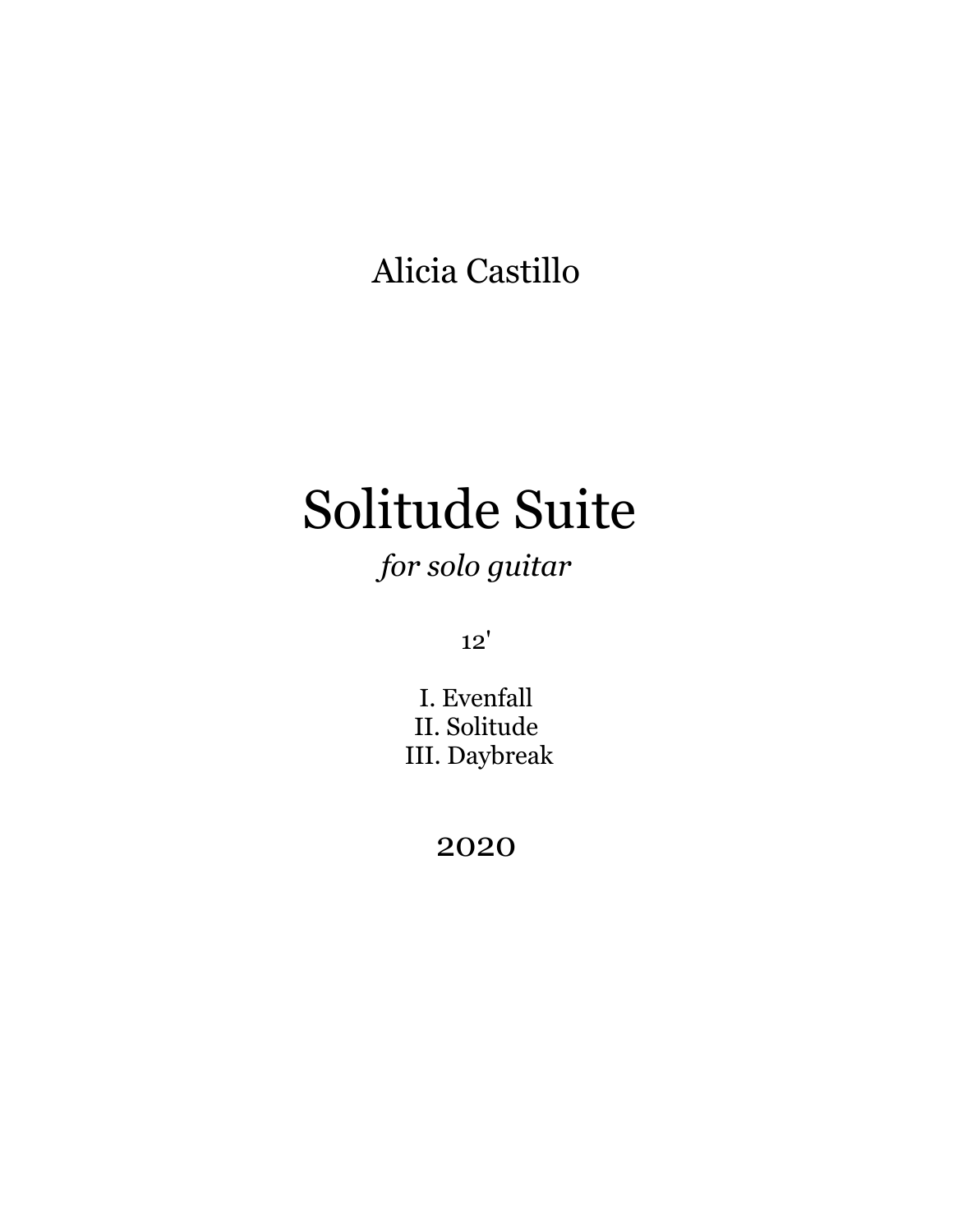Alicia Castillo

# Solitude Suite

*for solo guitar*

12'

I. Evenfall
II. Solitude
III. Daybreak

2020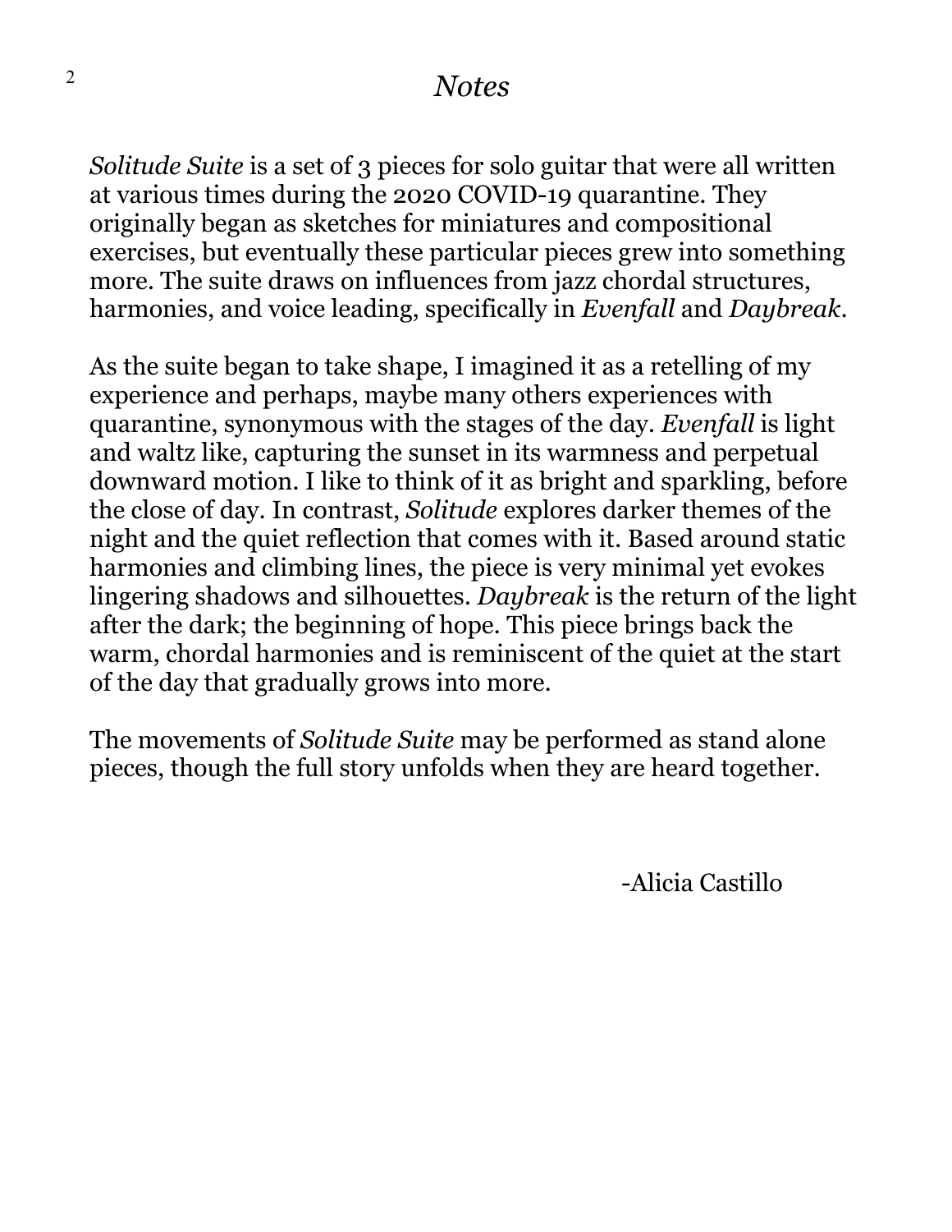# *Notes*

*Solitude Suite* is a set of 3 pieces for solo guitar that were all written at various times during the 2020 COVID-19 quarantine. They originally began as sketches for miniatures and compositional exercises, but eventually these particular pieces grew into something more. The suite draws on influences from jazz chordal structures, harmonies, and voice leading, specifically in *Evenfall* and *Daybreak*.

As the suite began to take shape, I imagined it as a retelling of my experience and perhaps, maybe many others experiences with quarantine, synonymous with the stages of the day. *Evenfall* is light and waltz like, capturing the sunset in its warmness and perpetual downward motion. I like to think of it as bright and sparkling, before the close of day. In contrast, *Solitude* explores darker themes of the night and the quiet reflection that comes with it. Based around static harmonies and climbing lines, the piece is very minimal yet evokes lingering shadows and silhouettes. *Daybreak* is the return of the light after the dark; the beginning of hope. This piece brings back the warm, chordal harmonies and is reminiscent of the quiet at the start of the day that gradually grows into more.

The movements of *Solitude Suite* may be performed as stand alone pieces, though the full story unfolds when they are heard together.

-Alicia Castillo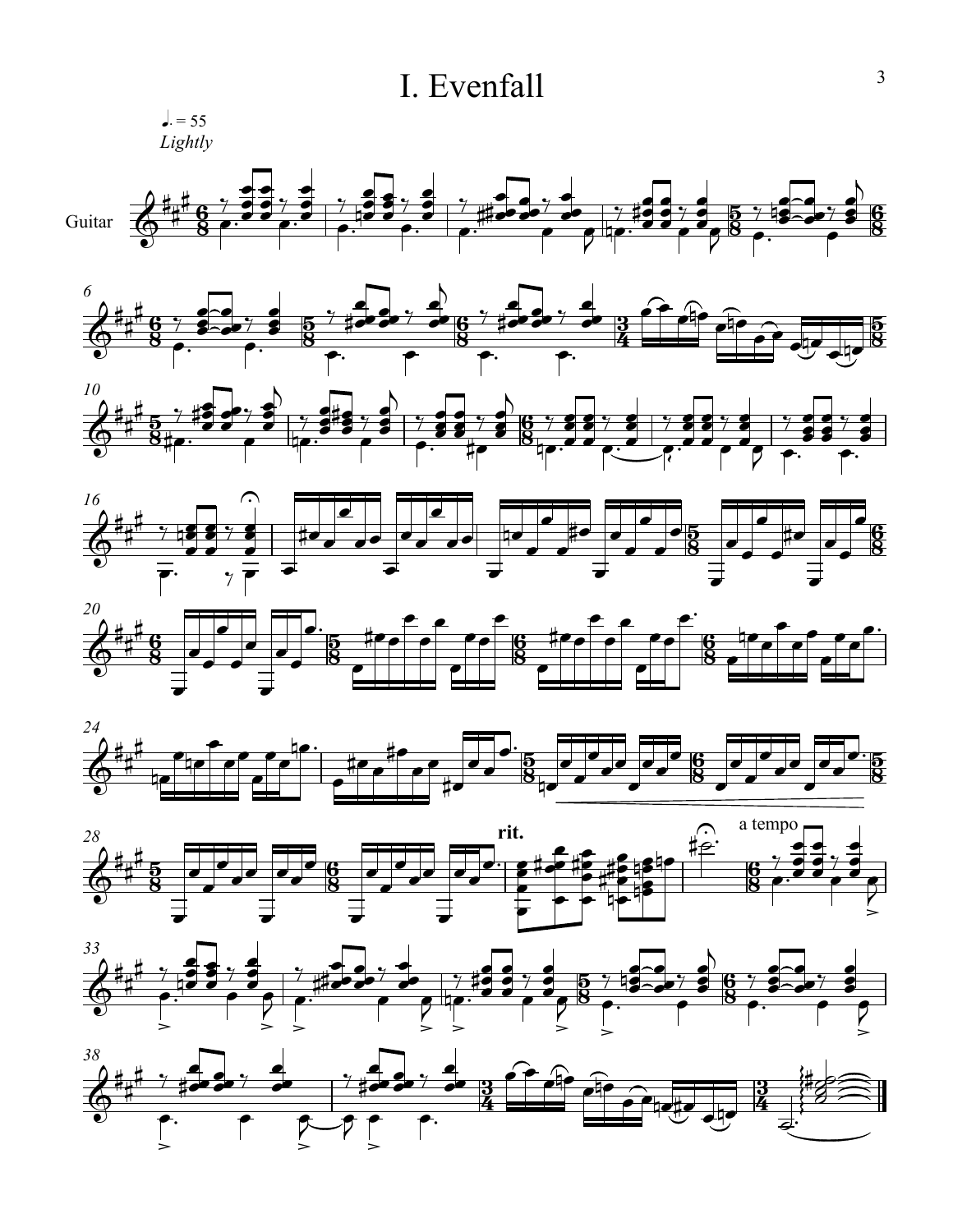# I. Evenfall

♩. = 55
*Lightly*

Guitar

**rit.**

a tempo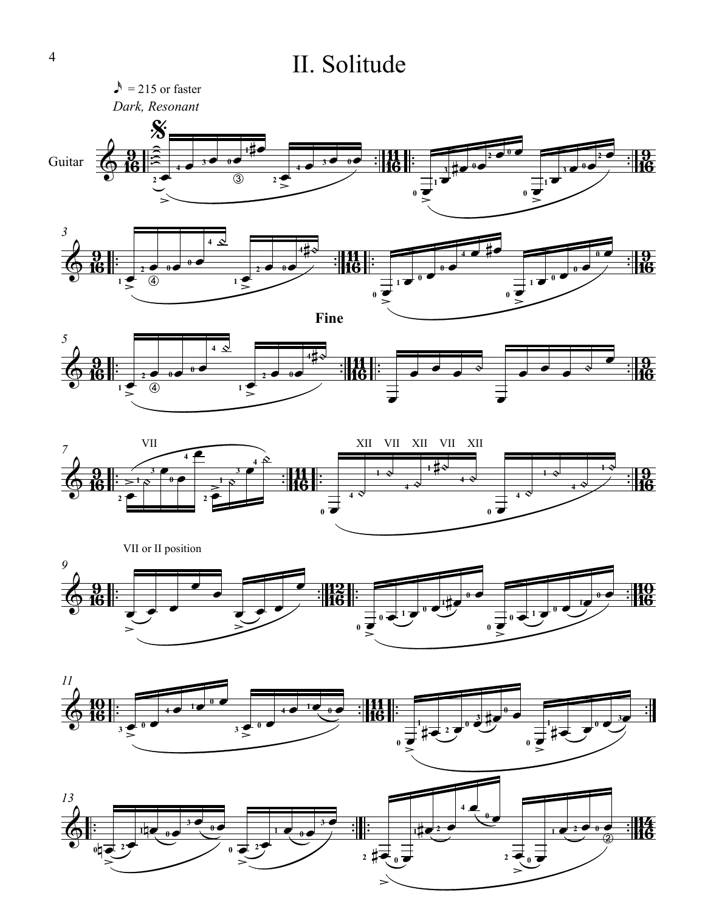# II. Solitude

♪ = 215 or faster

*Dark, Resonant*

Guitar

**Fine**

VII

XII VII XII VII XII

VII or II position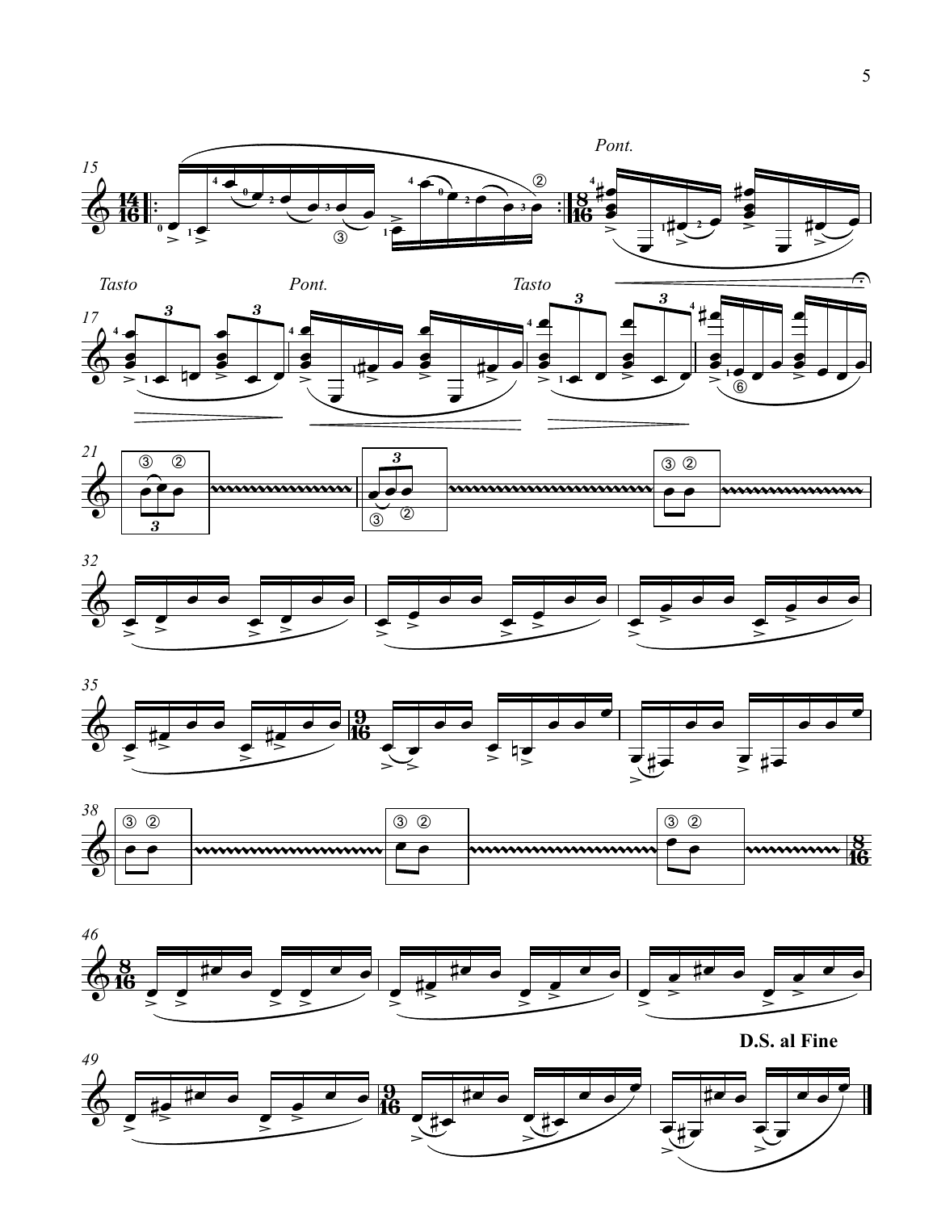*Pont.*

*Tasto* *Pont.* *Tasto*

**D.S. al Fine**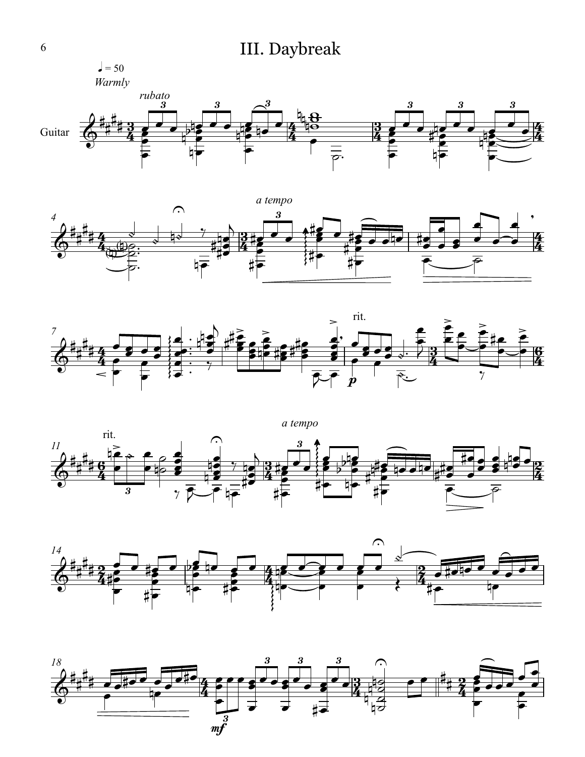# III. Daybreak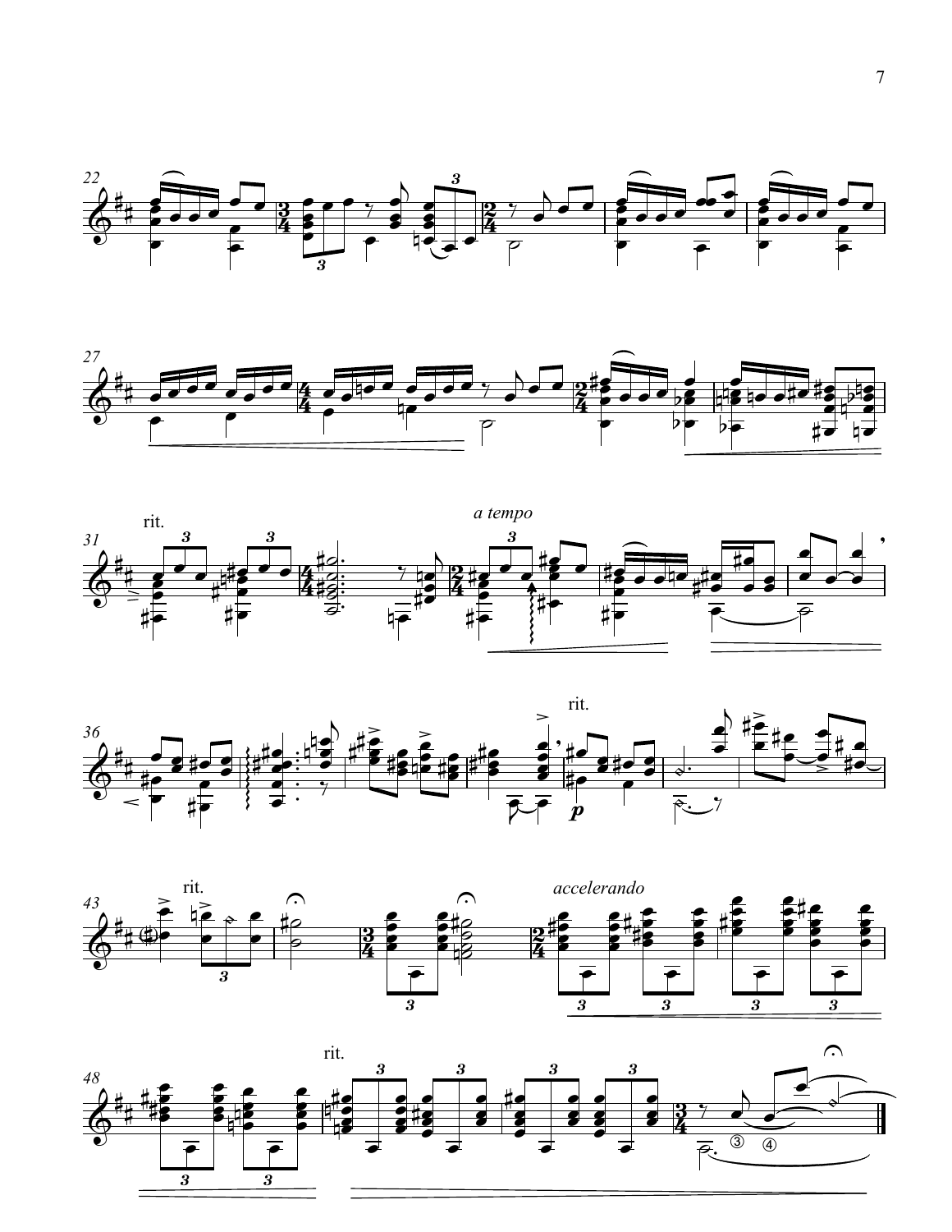22

27

rit.

31

*a tempo*

36

rit.

43

rit.

*accelerando*

48

rit.